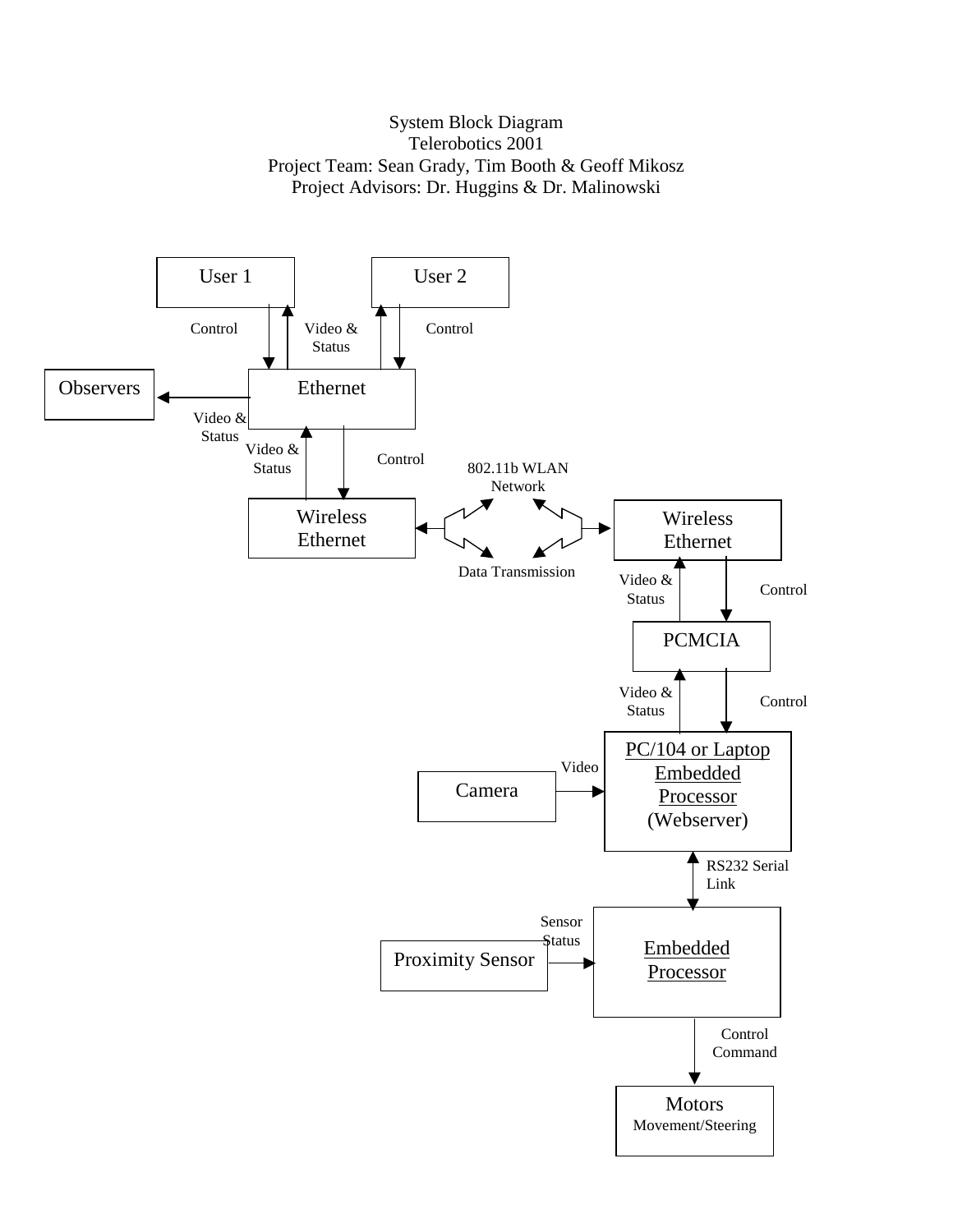System Block Diagram
Telerobotics 2001
Project Team: Sean Grady, Tim Booth & Geoff Mikosz
Project Advisors: Dr. Huggins & Dr. Malinowski

User 1

User 2

Control

Video & Status

Control

Observers

Ethernet

Video & Status

Video & Status

Control

802.11b WLAN Network

Wireless Ethernet

Data Transmission

Wireless Ethernet

Video & Status

Control

PCMCIA

Video & Status

Control

Camera

Video

PC/104 or Laptop Embedded Processor (Webserver)

RS232 Serial Link

Sensor Status

Proximity Sensor

Embedded Processor

Control Command

Motors
Movement/Steering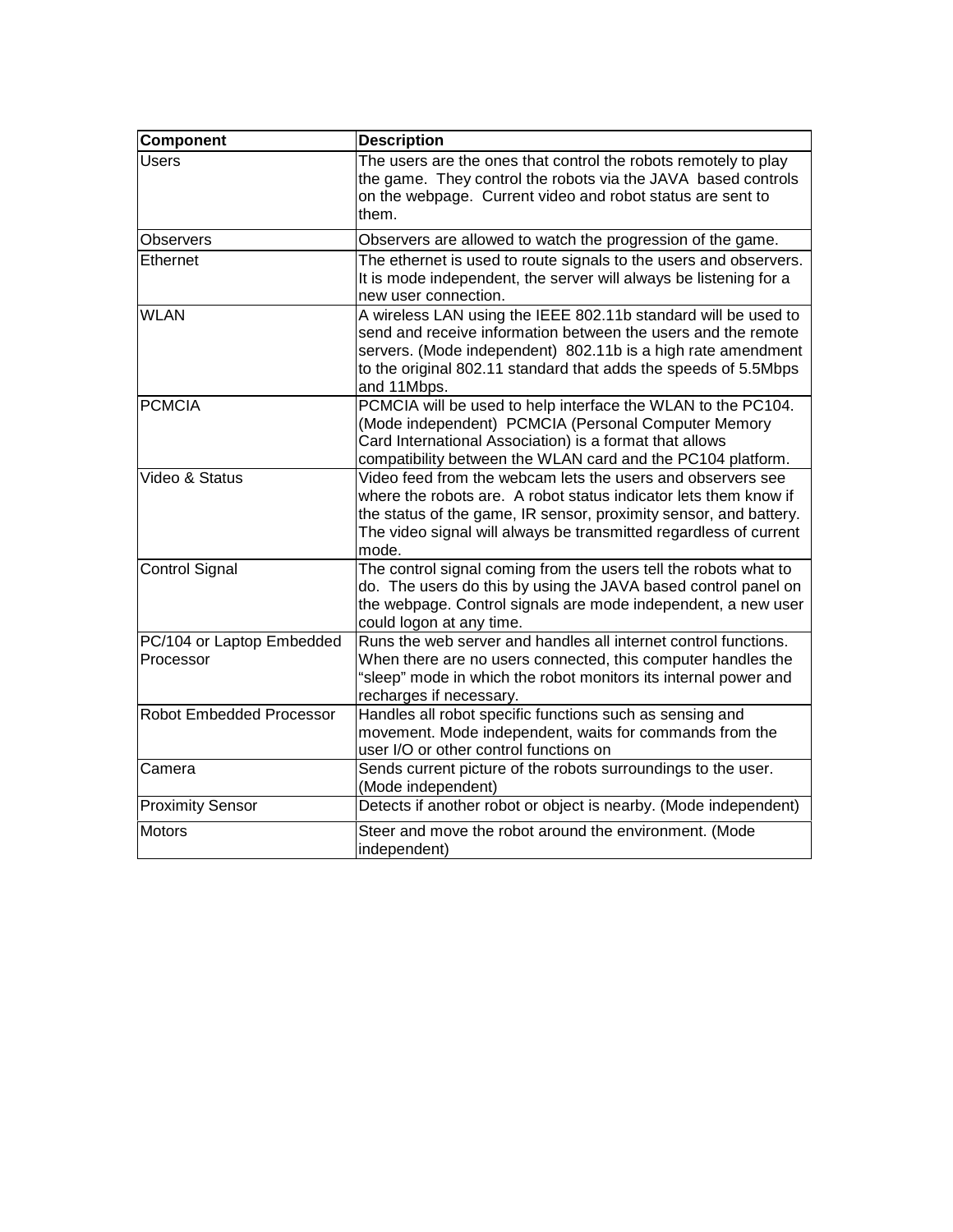| Component | Description |
| --- | --- |
| Users | The users are the ones that control the robots remotely to play the game. They control the robots via the JAVA based controls on the webpage. Current video and robot status are sent to them. |
| Observers | Observers are allowed to watch the progression of the game. |
| Ethernet | The ethernet is used to route signals to the users and observers. It is mode independent, the server will always be listening for a new user connection. |
| WLAN | A wireless LAN using the IEEE 802.11b standard will be used to send and receive information between the users and the remote servers. (Mode independent) 802.11b is a high rate amendment to the original 802.11 standard that adds the speeds of 5.5Mbps and 11Mbps. |
| PCMCIA | PCMCIA will be used to help interface the WLAN to the PC104. (Mode independent) PCMCIA (Personal Computer Memory Card International Association) is a format that allows compatibility between the WLAN card and the PC104 platform. |
| Video & Status | Video feed from the webcam lets the users and observers see where the robots are. A robot status indicator lets them know if the status of the game, IR sensor, proximity sensor, and battery. The video signal will always be transmitted regardless of current mode. |
| Control Signal | The control signal coming from the users tell the robots what to do. The users do this by using the JAVA based control panel on the webpage. Control signals are mode independent, a new user could logon at any time. |
| PC/104 or Laptop Embedded Processor | Runs the web server and handles all internet control functions. When there are no users connected, this computer handles the "sleep" mode in which the robot monitors its internal power and recharges if necessary. |
| Robot Embedded Processor | Handles all robot specific functions such as sensing and movement. Mode independent, waits for commands from the user I/O or other control functions on |
| Camera | Sends current picture of the robots surroundings to the user. (Mode independent) |
| Proximity Sensor | Detects if another robot or object is nearby. (Mode independent) |
| Motors | Steer and move the robot around the environment. (Mode independent) |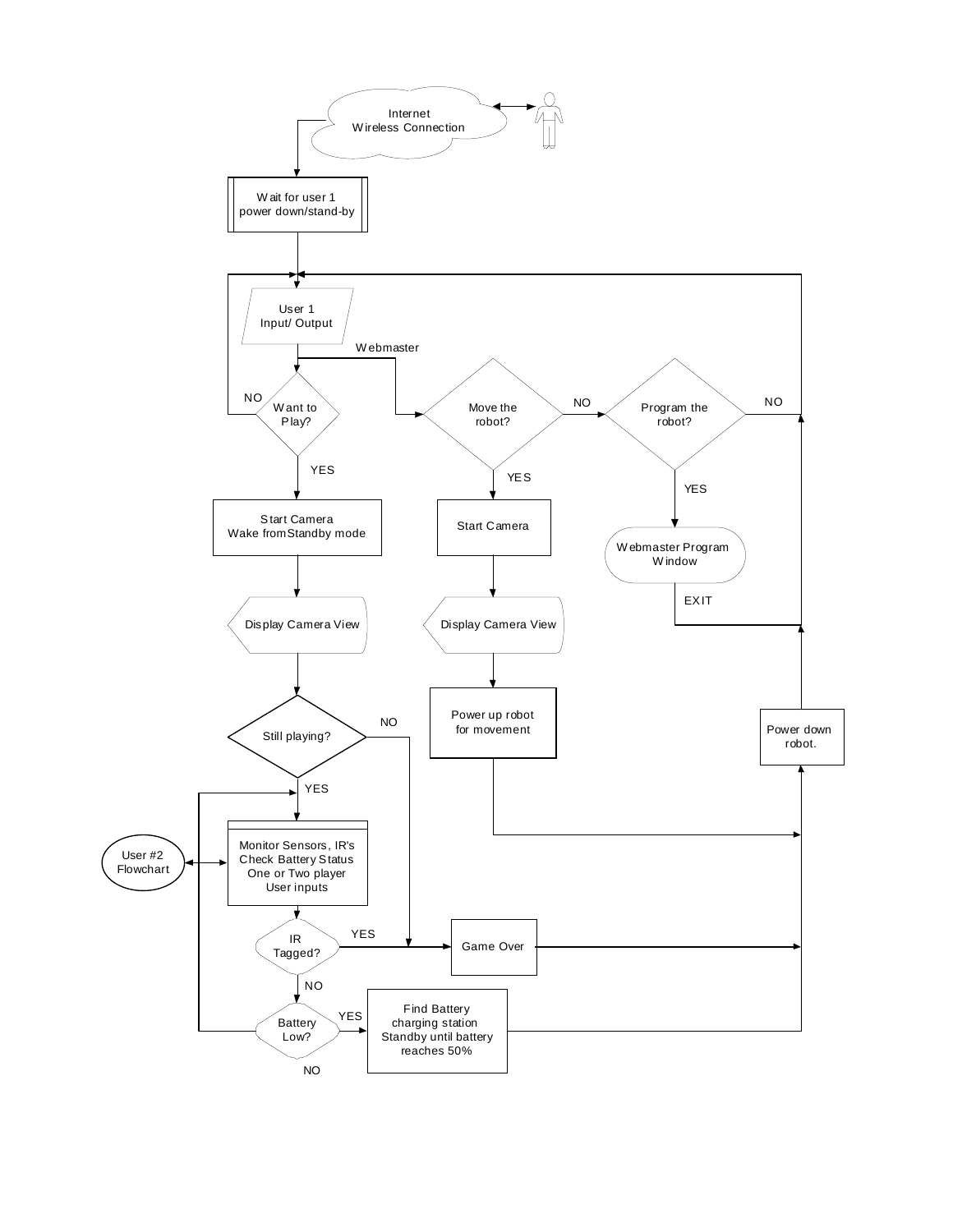Internet
Wireless Connection

Wait for user 1
power down/stand-by

User 1
Input/ Output

Webmaster

NO

Want to
Play?

YES

Move the
robot?

NO

Program the
robot?

NO

YES

YES

Start Camera
Wake fromStandby mode

Start Camera

Webmaster Program
Window

EXIT

Display Camera View

Display Camera View

Still playing?

NO

Power up robot
for movement

Power down
robot.

YES

User #2
Flowchart

Monitor Sensors, IR's
Check Battery Status
One or Two player
User inputs

IR
Tagged?

YES

Game Over

NO

Battery
Low?

YES

Find Battery
charging station
Standby until battery
reaches 50%

NO